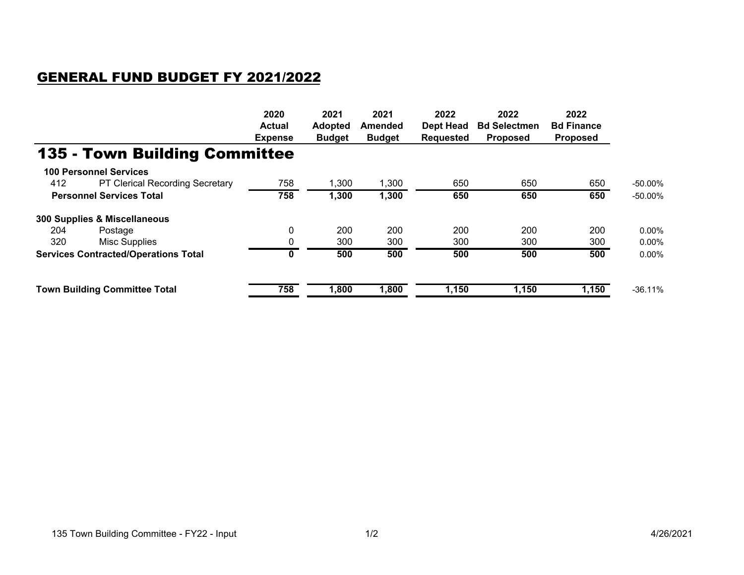# GENERAL FUND BUDGET FY 2021/2022

## 135 - Town Building Committee

| | | 2020 Actual Expense | 2021 Adopted Budget | 2021 Amended Budget | 2022 Dept Head Requested | 2022 Bd Selectmen Proposed | 2022 Bd Finance Proposed | |
|---|---|---|---|---|---|---|---|---|
| **100 Personnel Services** | | | | | | | | |
| 412 | PT Clerical Recording Secretary | 758 | 1,300 | 1,300 | 650 | 650 | 650 | -50.00% |
| **Personnel Services Total** | | **758** | **1,300** | **1,300** | **650** | **650** | **650** | -50.00% |
| **300 Supplies & Miscellaneous** | | | | | | | | |
| 204 | Postage | 0 | 200 | 200 | 200 | 200 | 200 | 0.00% |
| 320 | Misc Supplies | 0 | 300 | 300 | 300 | 300 | 300 | 0.00% |
| **Services Contracted/Operations Total** | | **0** | **500** | **500** | **500** | **500** | **500** | 0.00% |
| **Town Building Committee Total** | | **758** | **1,800** | **1,800** | **1,150** | **1,150** | **1,150** | -36.11% |

135 Town Building Committee - FY22 - Input

4/26/2021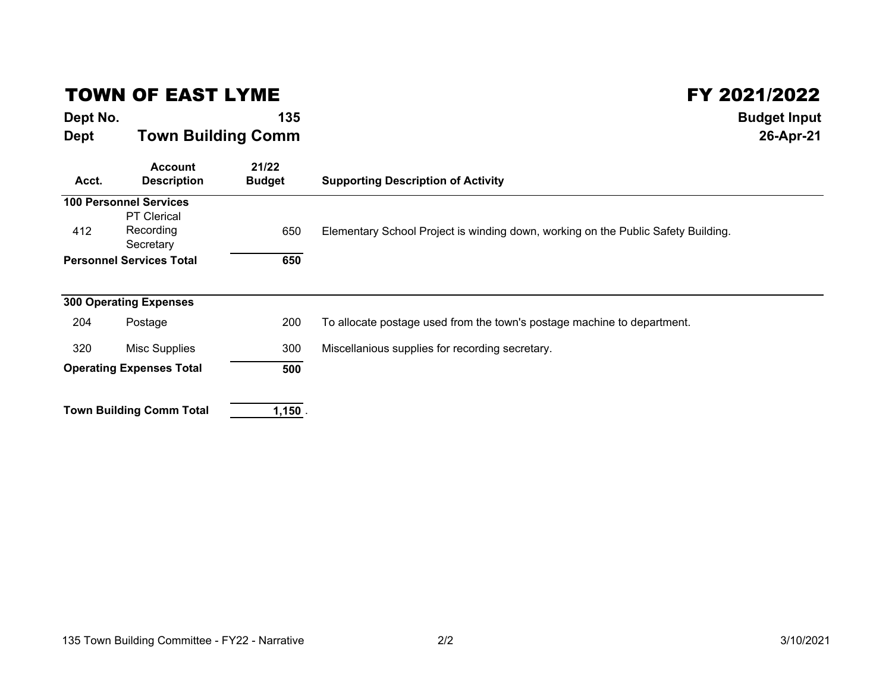# TOWN OF EAST LYME

# FY 2021/2022

**Dept No.** **135**

**Dept** **Town Building Comm**

**Budget Input**

**26-Apr-21**

| Acct. | Account Description | 21/22 Budget | Supporting Description of Activity |
|---|---|---|---|
| **100 Personnel Services** | | | |
| 412 | PT Clerical Recording Secretary | 650 | Elementary School Project is winding down, working on the Public Safety Building. |
| **Personnel Services Total** | | **650** | |
| **300 Operating Expenses** | | | |
| 204 | Postage | 200 | To allocate postage used from the town's postage machine to department. |
| 320 | Misc Supplies | 300 | Miscellanious supplies for recording secretary. |
| **Operating Expenses Total** | | **500** | |
| **Town Building Comm Total** | | **1,150** | |

135 Town Building Committee - FY22 - Narrative

3/10/2021